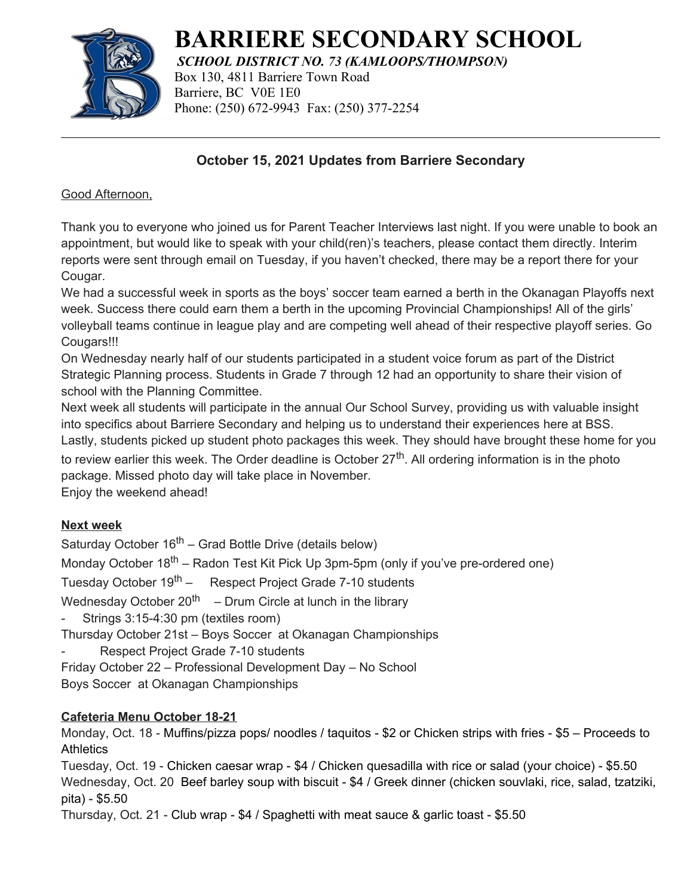# BARRIERE SECONDARY SCHOOL

***SCHOOL DISTRICT NO. 73 (KAMLOOPS/THOMPSON)***

Box 130, 4811 Barriere Town Road
Barriere, BC V0E 1E0
Phone: (250) 672-9943 Fax: (250) 377-2254

---

## October 15, 2021 Updates from Barriere Secondary

Good Afternoon,

Thank you to everyone who joined us for Parent Teacher Interviews last night. If you were unable to book an appointment, but would like to speak with your child(ren)'s teachers, please contact them directly. Interim reports were sent through email on Tuesday, if you haven't checked, there may be a report there for your Cougar.

We had a successful week in sports as the boys' soccer team earned a berth in the Okanagan Playoffs next week. Success there could earn them a berth in the upcoming Provincial Championships! All of the girls' volleyball teams continue in league play and are competing well ahead of their respective playoff series. Go Cougars!!!

On Wednesday nearly half of our students participated in a student voice forum as part of the District Strategic Planning process. Students in Grade 7 through 12 had an opportunity to share their vision of school with the Planning Committee.

Next week all students will participate in the annual Our School Survey, providing us with valuable insight into specifics about Barriere Secondary and helping us to understand their experiences here at BSS.

Lastly, students picked up student photo packages this week. They should have brought these home for you to review earlier this week. The Order deadline is October 27th. All ordering information is in the photo package. Missed photo day will take place in November.

Enjoy the weekend ahead!

**Next week**

Saturday October 16th – Grad Bottle Drive (details below)

Monday October 18th – Radon Test Kit Pick Up 3pm-5pm (only if you've pre-ordered one)

Tuesday October 19th – Respect Project Grade 7-10 students

Wednesday October 20th – Drum Circle at lunch in the library

- Strings 3:15-4:30 pm (textiles room)

Thursday October 21st – Boys Soccer at Okanagan Championships

- Respect Project Grade 7-10 students

Friday October 22 – Professional Development Day – No School

Boys Soccer at Okanagan Championships

**Cafeteria Menu October 18-21**

Monday, Oct. 18 - Muffins/pizza pops/ noodles / taquitos - $2 or Chicken strips with fries - $5 – Proceeds to Athletics

Tuesday, Oct. 19 - Chicken caesar wrap - $4 / Chicken quesadilla with rice or salad (your choice) - $5.50

Wednesday, Oct. 20 Beef barley soup with biscuit - $4 / Greek dinner (chicken souvlaki, rice, salad, tzatziki, pita) - $5.50

Thursday, Oct. 21 - Club wrap - $4 / Spaghetti with meat sauce & garlic toast - $5.50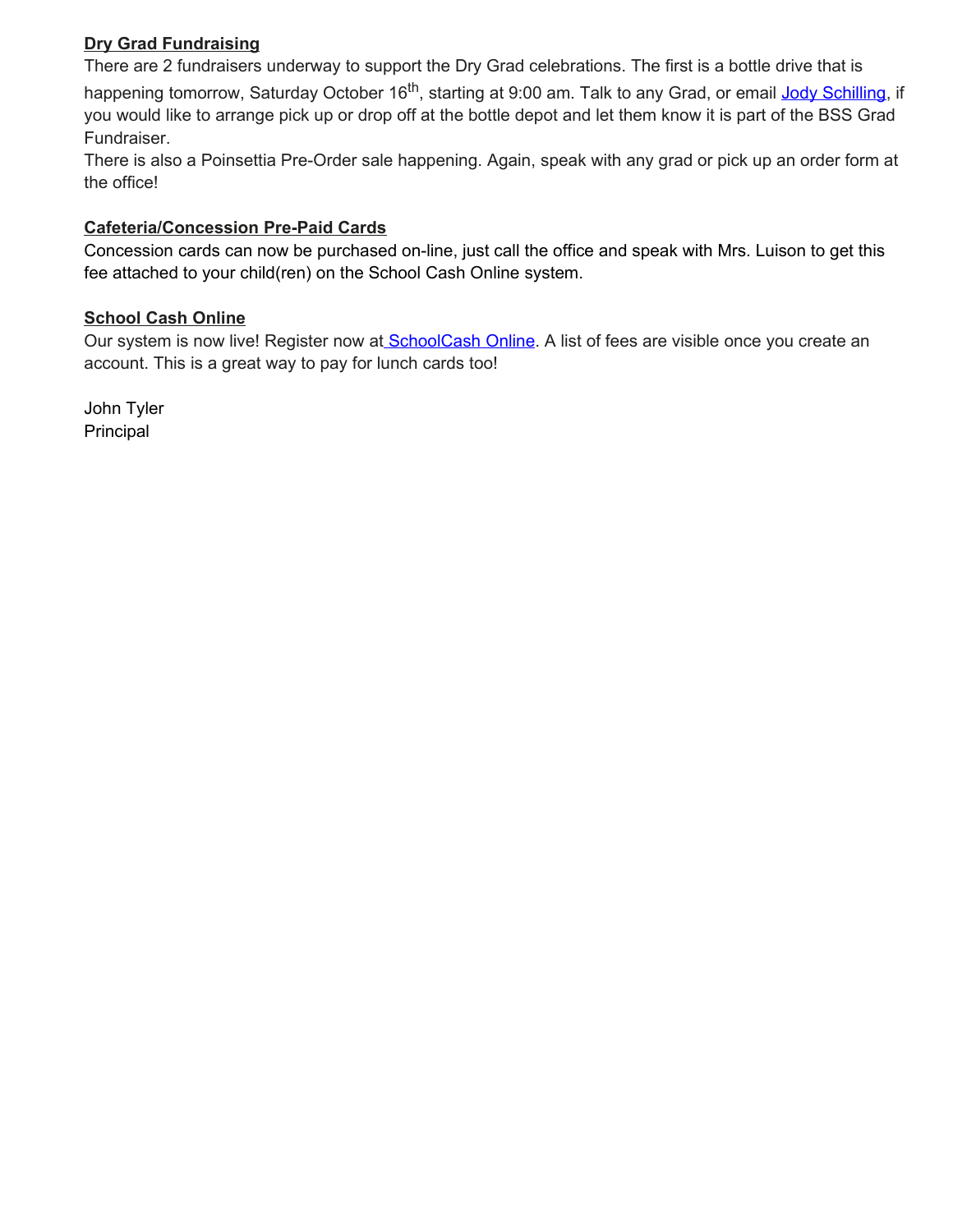**Dry Grad Fundraising**

There are 2 fundraisers underway to support the Dry Grad celebrations. The first is a bottle drive that is happening tomorrow, Saturday October 16th, starting at 9:00 am. Talk to any Grad, or email Jody Schilling, if you would like to arrange pick up or drop off at the bottle depot and let them know it is part of the BSS Grad Fundraiser.

There is also a Poinsettia Pre-Order sale happening. Again, speak with any grad or pick up an order form at the office!

**Cafeteria/Concession Pre-Paid Cards**

Concession cards can now be purchased on-line, just call the office and speak with Mrs. Luison to get this fee attached to your child(ren) on the School Cash Online system.

**School Cash Online**

Our system is now live! Register now at SchoolCash Online. A list of fees are visible once you create an account. This is a great way to pay for lunch cards too!

John Tyler
Principal